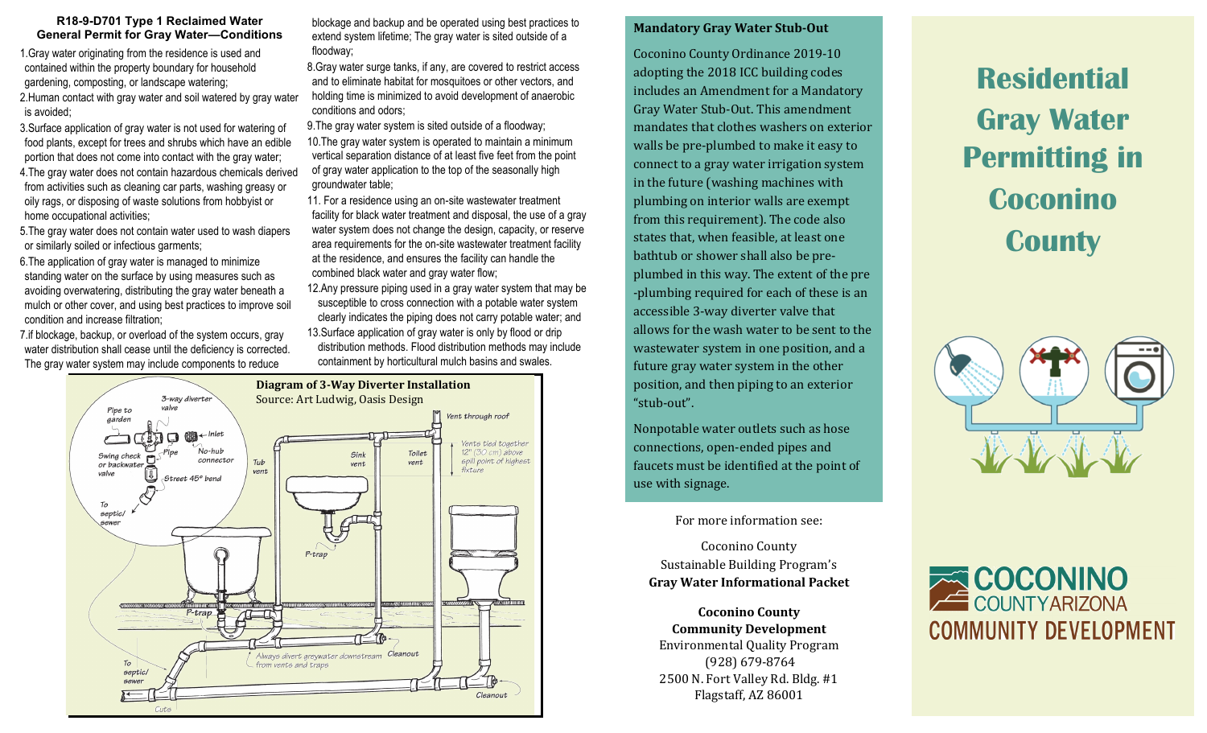## R18-9-D701 Type 1 Reclaimed Water General Permit for Gray Water—Conditions

1. Gray water originating from the residence is used and contained within the property boundary for household gardening, composting, or landscape watering;
2. Human contact with gray water and soil watered by gray water is avoided;
3. Surface application of gray water is not used for watering of food plants, except for trees and shrubs which have an edible portion that does not come into contact with the gray water;
4. The gray water does not contain hazardous chemicals derived from activities such as cleaning car parts, washing greasy or oily rags, or disposing of waste solutions from hobbyist or home occupational activities;
5. The gray water does not contain water used to wash diapers or similarly soiled or infectious garments;
6. The application of gray water is managed to minimize standing water on the surface by using measures such as avoiding overwatering, distributing the gray water beneath a mulch or other cover, and using best practices to improve soil condition and increase filtration;
7. if blockage, backup, or overload of the system occurs, gray water distribution shall cease until the deficiency is corrected. The gray water system may include components to reduce blockage and backup and be operated using best practices to extend system lifetime; The gray water is sited outside of a floodway;
8. Gray water surge tanks, if any, are covered to restrict access and to eliminate habitat for mosquitoes or other vectors, and holding time is minimized to avoid development of anaerobic conditions and odors;
9. The gray water system is sited outside of a floodway;
10. The gray water system is operated to maintain a minimum vertical separation distance of at least five feet from the point of gray water application to the top of the seasonally high groundwater table;
11. For a residence using an on-site wastewater treatment facility for black water treatment and disposal, the use of a gray water system does not change the design, capacity, or reserve area requirements for the on-site wastewater treatment facility at the residence, and ensures the facility can handle the combined black water and gray water flow;
12. Any pressure piping used in a gray water system that may be susceptible to cross connection with a potable water system clearly indicates the piping does not carry potable water; and
13. Surface application of gray water is only by flood or drip distribution methods. Flood distribution methods may include containment by horticultural mulch basins and swales.

**Diagram of 3-Way Diverter Installation**
Source: Art Ludwig, Oasis Design

### Mandatory Gray Water Stub-Out

Coconino County Ordinance 2019-10 adopting the 2018 ICC building codes includes an Amendment for a Mandatory Gray Water Stub-Out. This amendment mandates that clothes washers on exterior walls be pre-plumbed to make it easy to connect to a gray water irrigation system in the future (washing machines with plumbing on interior walls are exempt from this requirement). The code also states that, when feasible, at least one bathtub or shower shall also be pre-plumbed in this way. The extent of the pre-plumbing required for each of these is an accessible 3-way diverter valve that allows for the wash water to be sent to the wastewater system in one position, and a future gray water system in the other position, and then piping to an exterior "stub-out".

Nonpotable water outlets such as hose connections, open-ended pipes and faucets must be identified at the point of use with signage.

For more information see:

Coconino County
Sustainable Building Program's
**Gray Water Informational Packet**

**Coconino County**
**Community Development**
Environmental Quality Program
(928) 679-8764
2500 N. Fort Valley Rd. Bldg. #1
Flagstaff, AZ 86001

# Residential Gray Water Permitting in Coconino County

COCONINO COUNTY ARIZONA
COMMUNITY DEVELOPMENT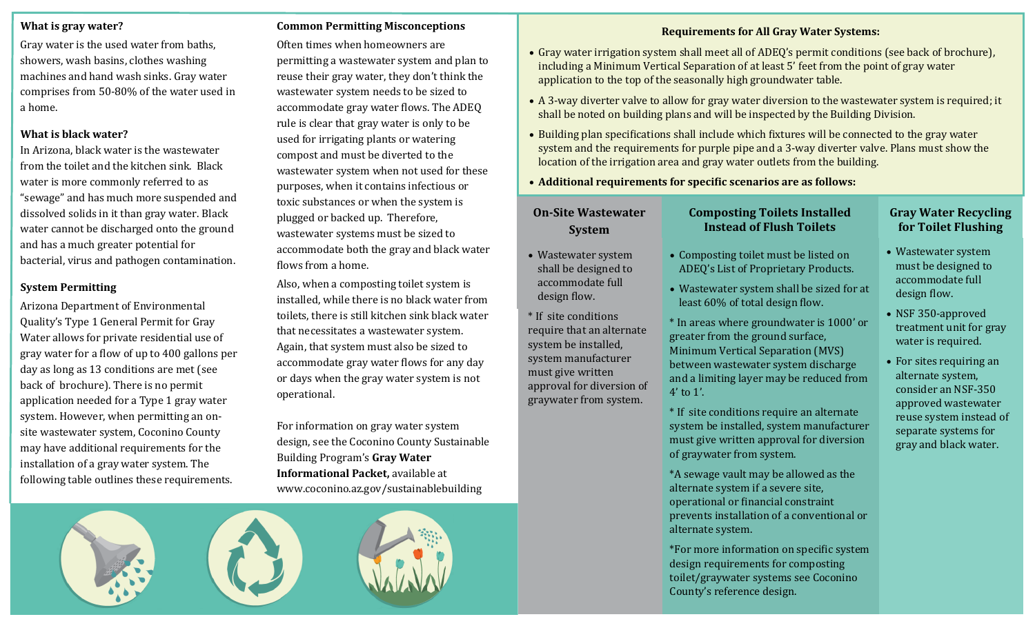### What is gray water?

Gray water is the used water from baths, showers, wash basins, clothes washing machines and hand wash sinks. Gray water comprises from 50-80% of the water used in a home.

### What is black water?

In Arizona, black water is the wastewater from the toilet and the kitchen sink. Black water is more commonly referred to as "sewage" and has much more suspended and dissolved solids in it than gray water. Black water cannot be discharged onto the ground and has a much greater potential for bacterial, virus and pathogen contamination.

### System Permitting

Arizona Department of Environmental Quality's Type 1 General Permit for Gray Water allows for private residential use of gray water for a flow of up to 400 gallons per day as long as 13 conditions are met (see back of brochure). There is no permit application needed for a Type 1 gray water system. However, when permitting an on-site wastewater system, Coconino County may have additional requirements for the installation of a gray water system. The following table outlines these requirements.

### Common Permitting Misconceptions

Often times when homeowners are permitting a wastewater system and plan to reuse their gray water, they don't think the wastewater system needs to be sized to accommodate gray water flows. The ADEQ rule is clear that gray water is only to be used for irrigating plants or watering compost and must be diverted to the wastewater system when not used for these purposes, when it contains infectious or toxic substances or when the system is plugged or backed up. Therefore, wastewater systems must be sized to accommodate both the gray and black water flows from a home.

Also, when a composting toilet system is installed, while there is no black water from toilets, there is still kitchen sink black water that necessitates a wastewater system. Again, that system must also be sized to accommodate gray water flows for any day or days when the gray water system is not operational.

For information on gray water system design, see the Coconino County Sustainable Building Program's **Gray Water Informational Packet,** available at www.coconino.az.gov/sustainablebuilding

### Requirements for All Gray Water Systems:

- Gray water irrigation system shall meet all of ADEQ's permit conditions (see back of brochure), including a Minimum Vertical Separation of at least 5' feet from the point of gray water application to the top of the seasonally high groundwater table.
- A 3-way diverter valve to allow for gray water diversion to the wastewater system is required; it shall be noted on building plans and will be inspected by the Building Division.
- Building plan specifications shall include which fixtures will be connected to the gray water system and the requirements for purple pipe and a 3-way diverter valve. Plans must show the location of the irrigation area and gray water outlets from the building.
- **Additional requirements for specific scenarios are as follows:**

| On-Site Wastewater System | Composting Toilets Installed Instead of Flush Toilets | Gray Water Recycling for Toilet Flushing |
|---|---|---|
| • Wastewater system shall be designed to accommodate full design flow.<br><br>* If site conditions require that an alternate system be installed, system manufacturer must give written approval for diversion of graywater from system. | • Composting toilet must be listed on ADEQ's List of Proprietary Products.<br><br>• Wastewater system shall be sized for at least 60% of total design flow.<br><br>* In areas where groundwater is 1000' or greater from the ground surface, Minimum Vertical Separation (MVS) between wastewater system discharge and a limiting layer may be reduced from 4' to 1'.<br><br>* If site conditions require an alternate system be installed, system manufacturer must give written approval for diversion of graywater from system.<br><br>*A sewage vault may be allowed as the alternate system if a severe site, operational or financial constraint prevents installation of a conventional or alternate system.<br><br>*For more information on specific system design requirements for composting toilet/graywater systems see Coconino County's reference design. | • Wastewater system must be designed to accommodate full design flow.<br><br>• NSF 350-approved treatment unit for gray water is required.<br><br>• For sites requiring an alternate system, consider an NSF-350 approved wastewater reuse system instead of separate systems for gray and black water. |